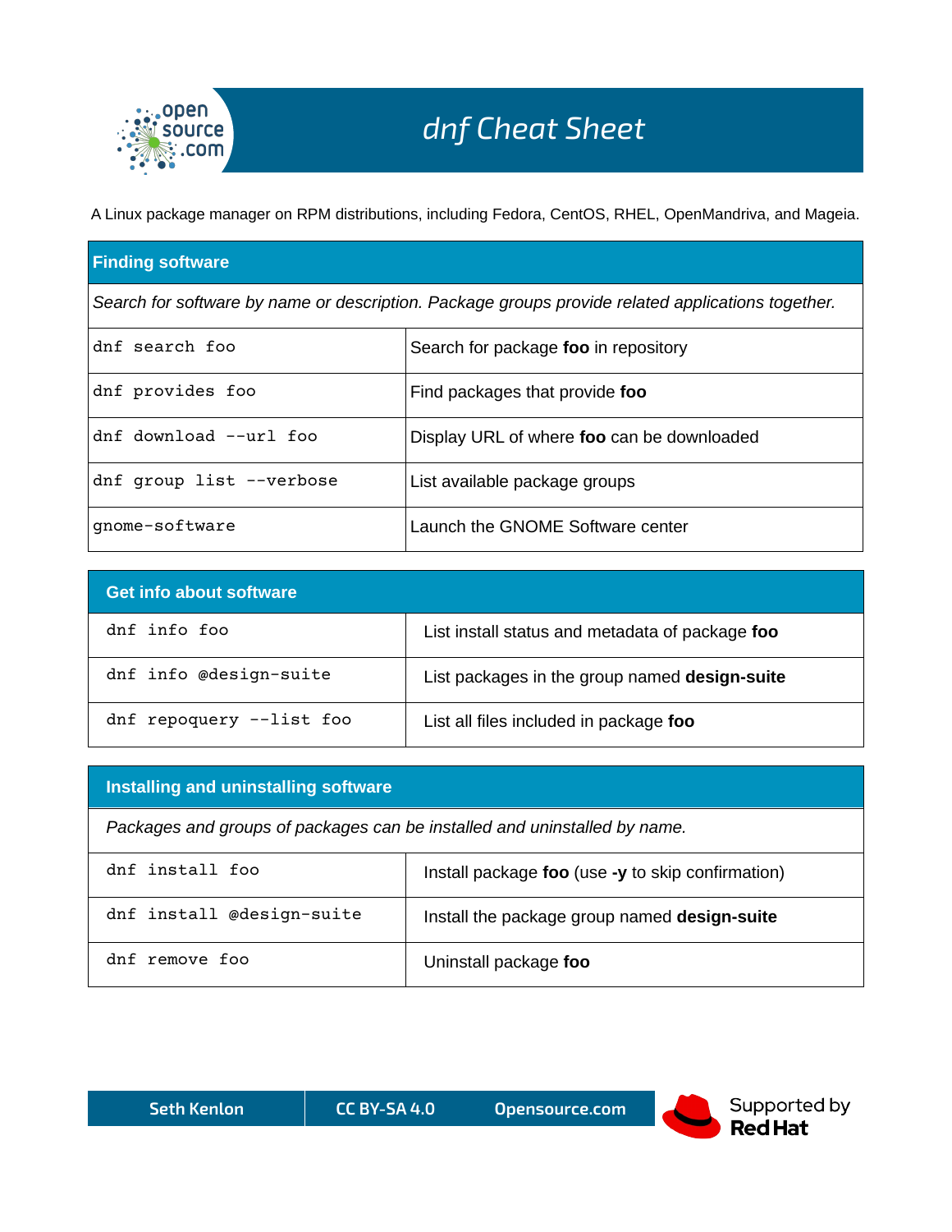# dnf Cheat Sheet

A Linux package manager on RPM distributions, including Fedora, CentOS, RHEL, OpenMandriva, and Mageia.

## Finding software

*Search for software by name or description. Package groups provide related applications together.*

| Command | Description |
|---|---|
| `dnf search foo` | Search for package **foo** in repository |
| `dnf provides foo` | Find packages that provide **foo** |
| `dnf download --url foo` | Display URL of where **foo** can be downloaded |
| `dnf group list --verbose` | List available package groups |
| `gnome-software` | Launch the GNOME Software center |

## Get info about software

| Command | Description |
|---|---|
| `dnf info foo` | List install status and metadata of package **foo** |
| `dnf info @design-suite` | List packages in the group named **design-suite** |
| `dnf repoquery --list foo` | List all files included in package **foo** |

## Installing and uninstalling software

*Packages and groups of packages can be installed and uninstalled by name.*

| Command | Description |
|---|---|
| `dnf install foo` | Install package **foo** (use **-y** to skip confirmation) |
| `dnf install @design-suite` | Install the package group named **design-suite** |
| `dnf remove foo` | Uninstall package **foo** |

Seth Kenlon | CC BY-SA 4.0 | Opensource.com

Supported by Red Hat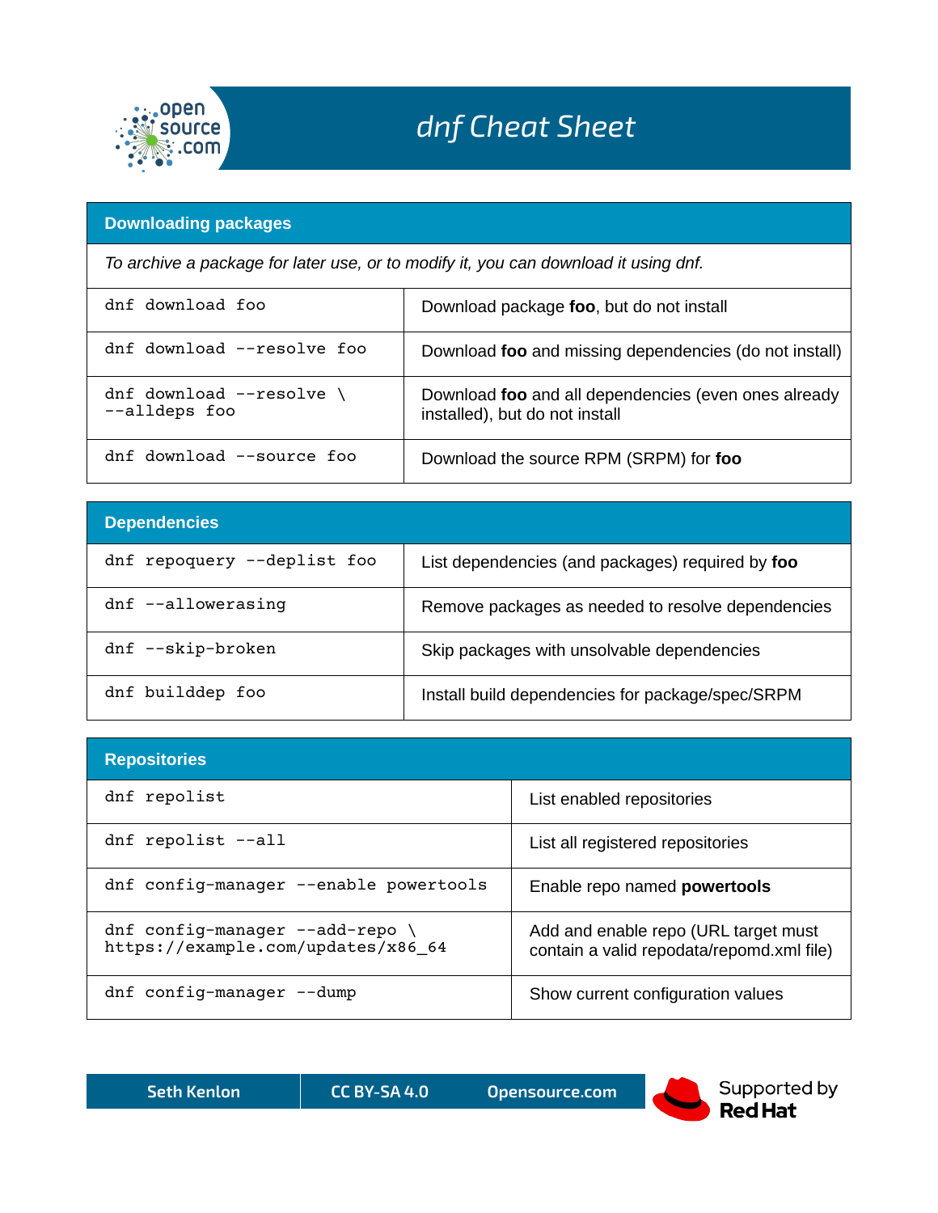# dnf Cheat Sheet

## Downloading packages

*To archive a package for later use, or to modify it, you can download it using dnf.*

| | |
|---|---|
| `dnf download foo` | Download package **foo**, but do not install |
| `dnf download --resolve foo` | Download **foo** and missing dependencies (do not install) |
| `dnf download --resolve \`<br>`--alldeps foo` | Download **foo** and all dependencies (even ones already installed), but do not install |
| `dnf download --source foo` | Download the source RPM (SRPM) for **foo** |

## Dependencies

| | |
|---|---|
| `dnf repoquery --deplist foo` | List dependencies (and packages) required by **foo** |
| `dnf --allowerasing` | Remove packages as needed to resolve dependencies |
| `dnf --skip-broken` | Skip packages with unsolvable dependencies |
| `dnf builddep foo` | Install build dependencies for package/spec/SRPM |

## Repositories

| | |
|---|---|
| `dnf repolist` | List enabled repositories |
| `dnf repolist --all` | List all registered repositories |
| `dnf config-manager --enable powertools` | Enable repo named **powertools** |
| `dnf config-manager --add-repo \`<br>`https://example.com/updates/x86_64` | Add and enable repo (URL target must contain a valid repodata/repomd.xml file) |
| `dnf config-manager --dump` | Show current configuration values |

Seth Kenlon | CC BY-SA 4.0 | Opensource.com

Supported by Red Hat